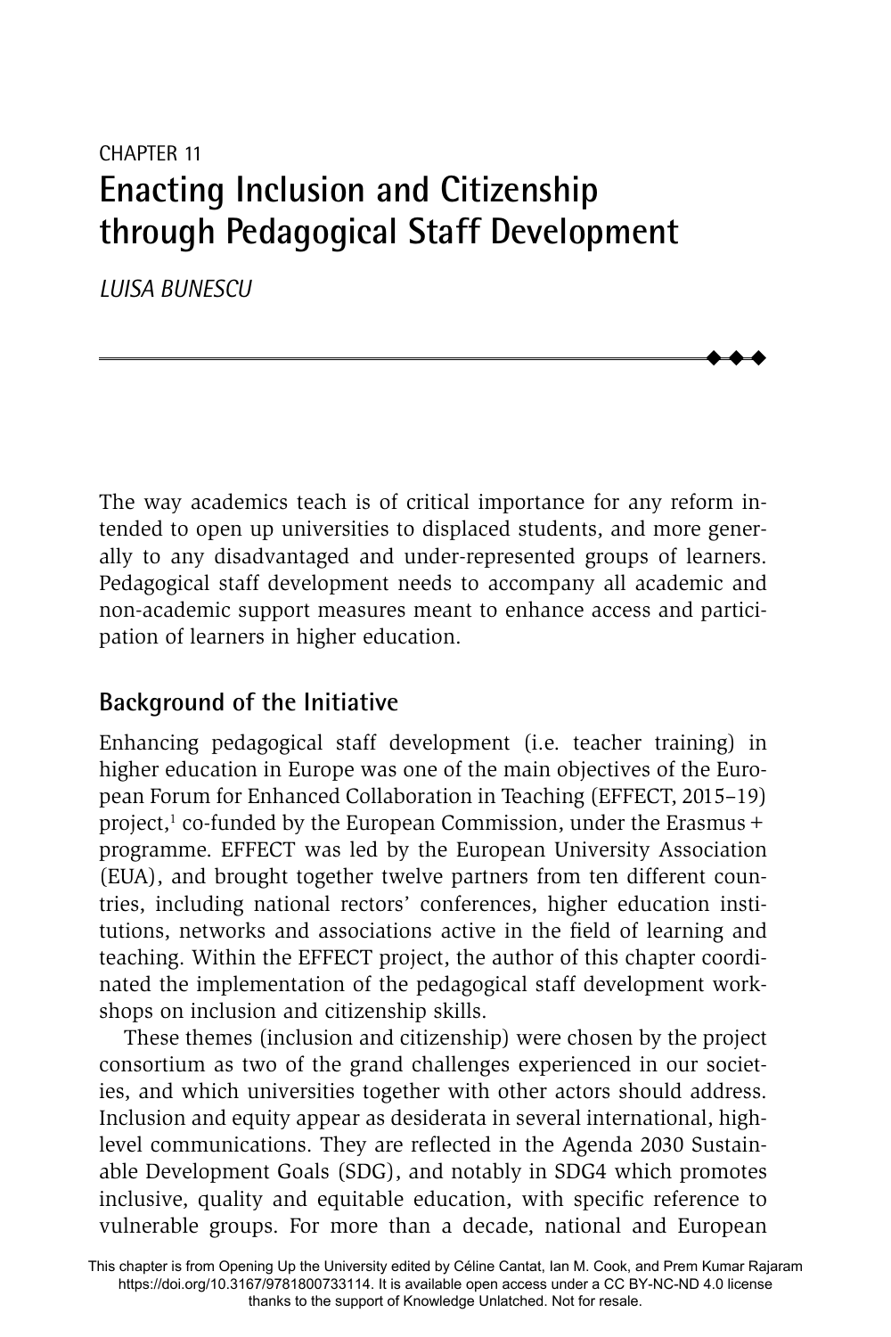CHAPTER 11

# Enacting Inclusion and Citizenship through Pedagogical Staff Development

*LUISA BUNESCU*

The way academics teach is of critical importance for any reform intended to open up universities to displaced students, and more generally to any disadvantaged and under-represented groups of learners. Pedagogical staff development needs to accompany all academic and non-academic support measures meant to enhance access and participation of learners in higher education.

## Background of the Initiative

Enhancing pedagogical staff development (i.e. teacher training) in higher education in Europe was one of the main objectives of the European Forum for Enhanced Collaboration in Teaching (EFFECT, 2015–19) project,[1] co-funded by the European Commission, under the Erasmus + programme. EFFECT was led by the European University Association (EUA), and brought together twelve partners from ten different countries, including national rectors' conferences, higher education institutions, networks and associations active in the field of learning and teaching. Within the EFFECT project, the author of this chapter coordinated the implementation of the pedagogical staff development workshops on inclusion and citizenship skills.

These themes (inclusion and citizenship) were chosen by the project consortium as two of the grand challenges experienced in our societies, and which universities together with other actors should address. Inclusion and equity appear as desiderata in several international, high-level communications. They are reflected in the Agenda 2030 Sustainable Development Goals (SDG), and notably in SDG4 which promotes inclusive, quality and equitable education, with specific reference to vulnerable groups. For more than a decade, national and European

This chapter is from Opening Up the University edited by Céline Cantat, Ian M. Cook, and Prem Kumar Rajaram https://doi.org/10.3167/9781800733114. It is available open access under a CC BY-NC-ND 4.0 license thanks to the support of Knowledge Unlatched. Not for resale.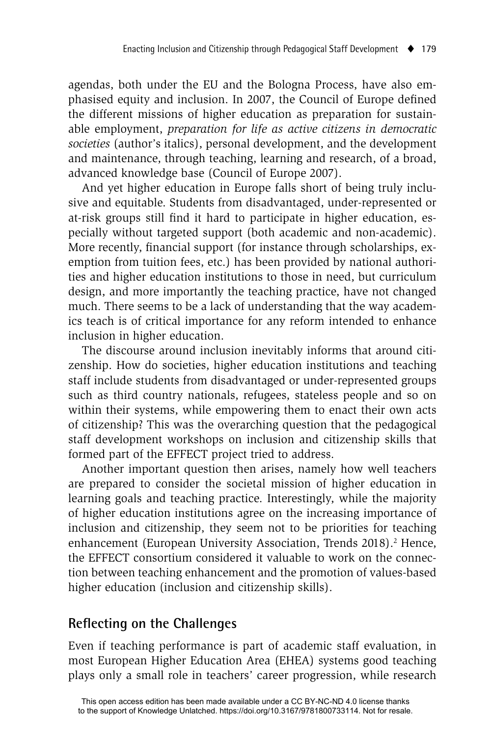agendas, both under the EU and the Bologna Process, have also emphasised equity and inclusion. In 2007, the Council of Europe defined the different missions of higher education as preparation for sustainable employment, *preparation for life as active citizens in democratic societies* (author's italics), personal development, and the development and maintenance, through teaching, learning and research, of a broad, advanced knowledge base (Council of Europe 2007).

And yet higher education in Europe falls short of being truly inclusive and equitable. Students from disadvantaged, under-represented or at-risk groups still find it hard to participate in higher education, especially without targeted support (both academic and non-academic). More recently, financial support (for instance through scholarships, exemption from tuition fees, etc.) has been provided by national authorities and higher education institutions to those in need, but curriculum design, and more importantly the teaching practice, have not changed much. There seems to be a lack of understanding that the way academics teach is of critical importance for any reform intended to enhance inclusion in higher education.

The discourse around inclusion inevitably informs that around citizenship. How do societies, higher education institutions and teaching staff include students from disadvantaged or under-represented groups such as third country nationals, refugees, stateless people and so on within their systems, while empowering them to enact their own acts of citizenship? This was the overarching question that the pedagogical staff development workshops on inclusion and citizenship skills that formed part of the EFFECT project tried to address.

Another important question then arises, namely how well teachers are prepared to consider the societal mission of higher education in learning goals and teaching practice. Interestingly, while the majority of higher education institutions agree on the increasing importance of inclusion and citizenship, they seem not to be priorities for teaching enhancement (European University Association, Trends 2018).[2] Hence, the EFFECT consortium considered it valuable to work on the connection between teaching enhancement and the promotion of values-based higher education (inclusion and citizenship skills).

## Reflecting on the Challenges

Even if teaching performance is part of academic staff evaluation, in most European Higher Education Area (EHEA) systems good teaching plays only a small role in teachers' career progression, while research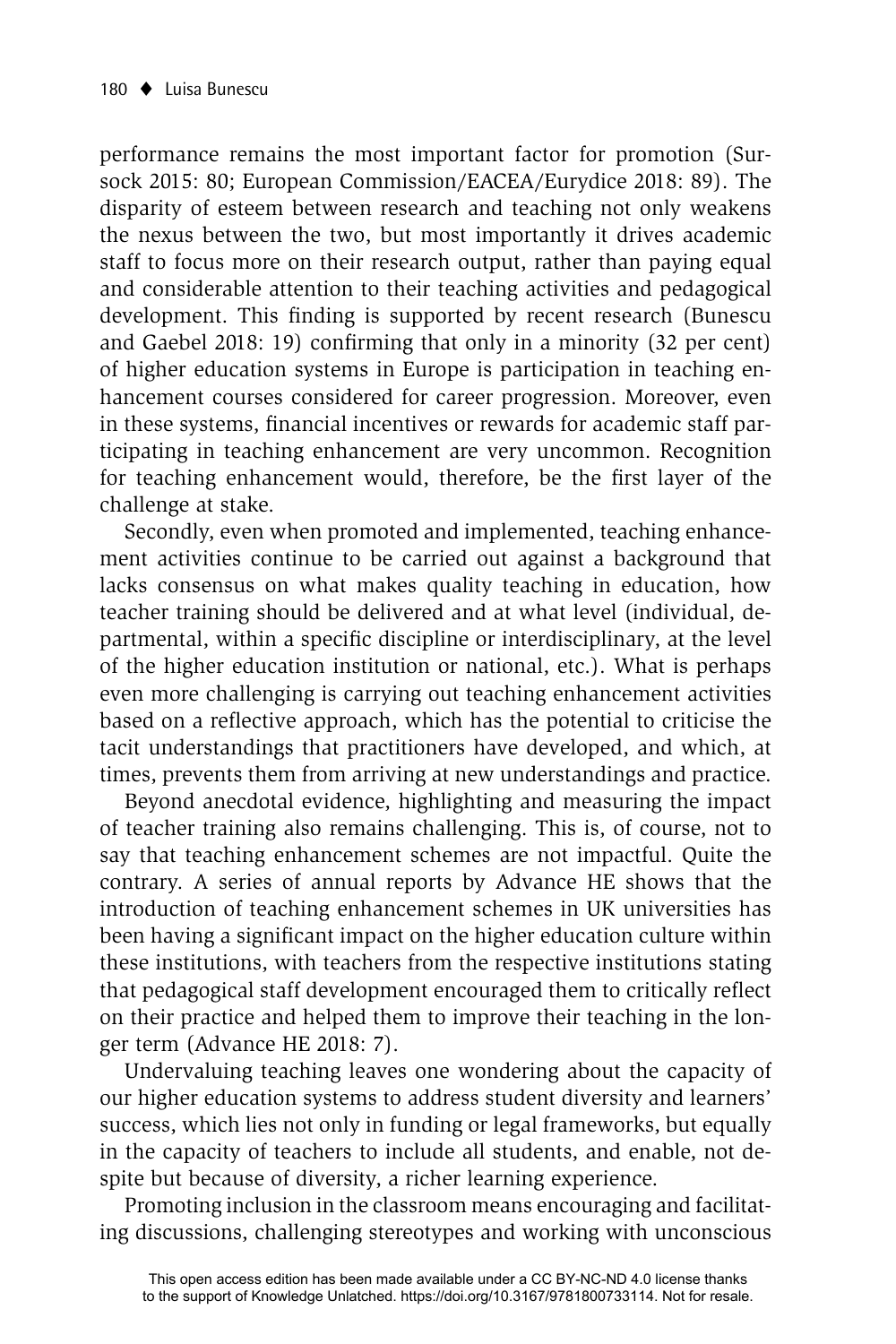performance remains the most important factor for promotion (Sursock 2015: 80; European Commission/EACEA/Eurydice 2018: 89). The disparity of esteem between research and teaching not only weakens the nexus between the two, but most importantly it drives academic staff to focus more on their research output, rather than paying equal and considerable attention to their teaching activities and pedagogical development. This finding is supported by recent research (Bunescu and Gaebel 2018: 19) confirming that only in a minority (32 per cent) of higher education systems in Europe is participation in teaching enhancement courses considered for career progression. Moreover, even in these systems, financial incentives or rewards for academic staff participating in teaching enhancement are very uncommon. Recognition for teaching enhancement would, therefore, be the first layer of the challenge at stake.

Secondly, even when promoted and implemented, teaching enhancement activities continue to be carried out against a background that lacks consensus on what makes quality teaching in education, how teacher training should be delivered and at what level (individual, departmental, within a specific discipline or interdisciplinary, at the level of the higher education institution or national, etc.). What is perhaps even more challenging is carrying out teaching enhancement activities based on a reflective approach, which has the potential to criticise the tacit understandings that practitioners have developed, and which, at times, prevents them from arriving at new understandings and practice.

Beyond anecdotal evidence, highlighting and measuring the impact of teacher training also remains challenging. This is, of course, not to say that teaching enhancement schemes are not impactful. Quite the contrary. A series of annual reports by Advance HE shows that the introduction of teaching enhancement schemes in UK universities has been having a significant impact on the higher education culture within these institutions, with teachers from the respective institutions stating that pedagogical staff development encouraged them to critically reflect on their practice and helped them to improve their teaching in the longer term (Advance HE 2018: 7).

Undervaluing teaching leaves one wondering about the capacity of our higher education systems to address student diversity and learners' success, which lies not only in funding or legal frameworks, but equally in the capacity of teachers to include all students, and enable, not despite but because of diversity, a richer learning experience.

Promoting inclusion in the classroom means encouraging and facilitating discussions, challenging stereotypes and working with unconscious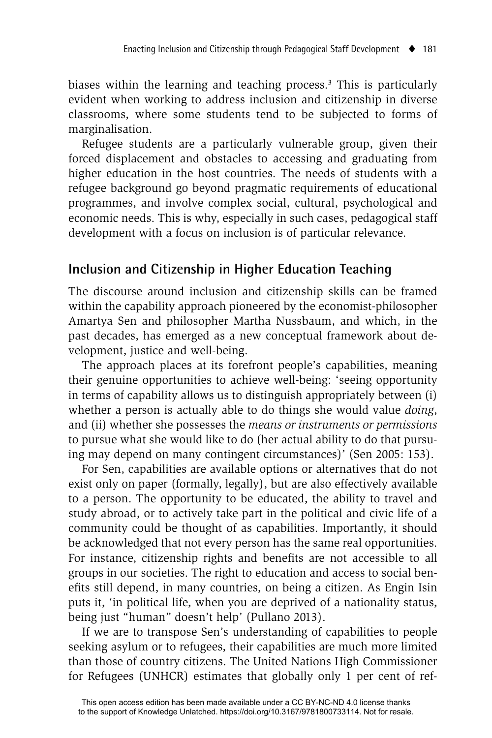biases within the learning and teaching process.[3] This is particularly evident when working to address inclusion and citizenship in diverse classrooms, where some students tend to be subjected to forms of marginalisation.

Refugee students are a particularly vulnerable group, given their forced displacement and obstacles to accessing and graduating from higher education in the host countries. The needs of students with a refugee background go beyond pragmatic requirements of educational programmes, and involve complex social, cultural, psychological and economic needs. This is why, especially in such cases, pedagogical staff development with a focus on inclusion is of particular relevance.

## Inclusion and Citizenship in Higher Education Teaching

The discourse around inclusion and citizenship skills can be framed within the capability approach pioneered by the economist-philosopher Amartya Sen and philosopher Martha Nussbaum, and which, in the past decades, has emerged as a new conceptual framework about development, justice and well-being.

The approach places at its forefront people's capabilities, meaning their genuine opportunities to achieve well-being: 'seeing opportunity in terms of capability allows us to distinguish appropriately between (i) whether a person is actually able to do things she would value *doing*, and (ii) whether she possesses the *means or instruments or permissions* to pursue what she would like to do (her actual ability to do that pursuing may depend on many contingent circumstances)' (Sen 2005: 153).

For Sen, capabilities are available options or alternatives that do not exist only on paper (formally, legally), but are also effectively available to a person. The opportunity to be educated, the ability to travel and study abroad, or to actively take part in the political and civic life of a community could be thought of as capabilities. Importantly, it should be acknowledged that not every person has the same real opportunities. For instance, citizenship rights and benefits are not accessible to all groups in our societies. The right to education and access to social benefits still depend, in many countries, on being a citizen. As Engin Isin puts it, 'in political life, when you are deprived of a nationality status, being just "human" doesn't help' (Pullano 2013).

If we are to transpose Sen's understanding of capabilities to people seeking asylum or to refugees, their capabilities are much more limited than those of country citizens. The United Nations High Commissioner for Refugees (UNHCR) estimates that globally only 1 per cent of ref-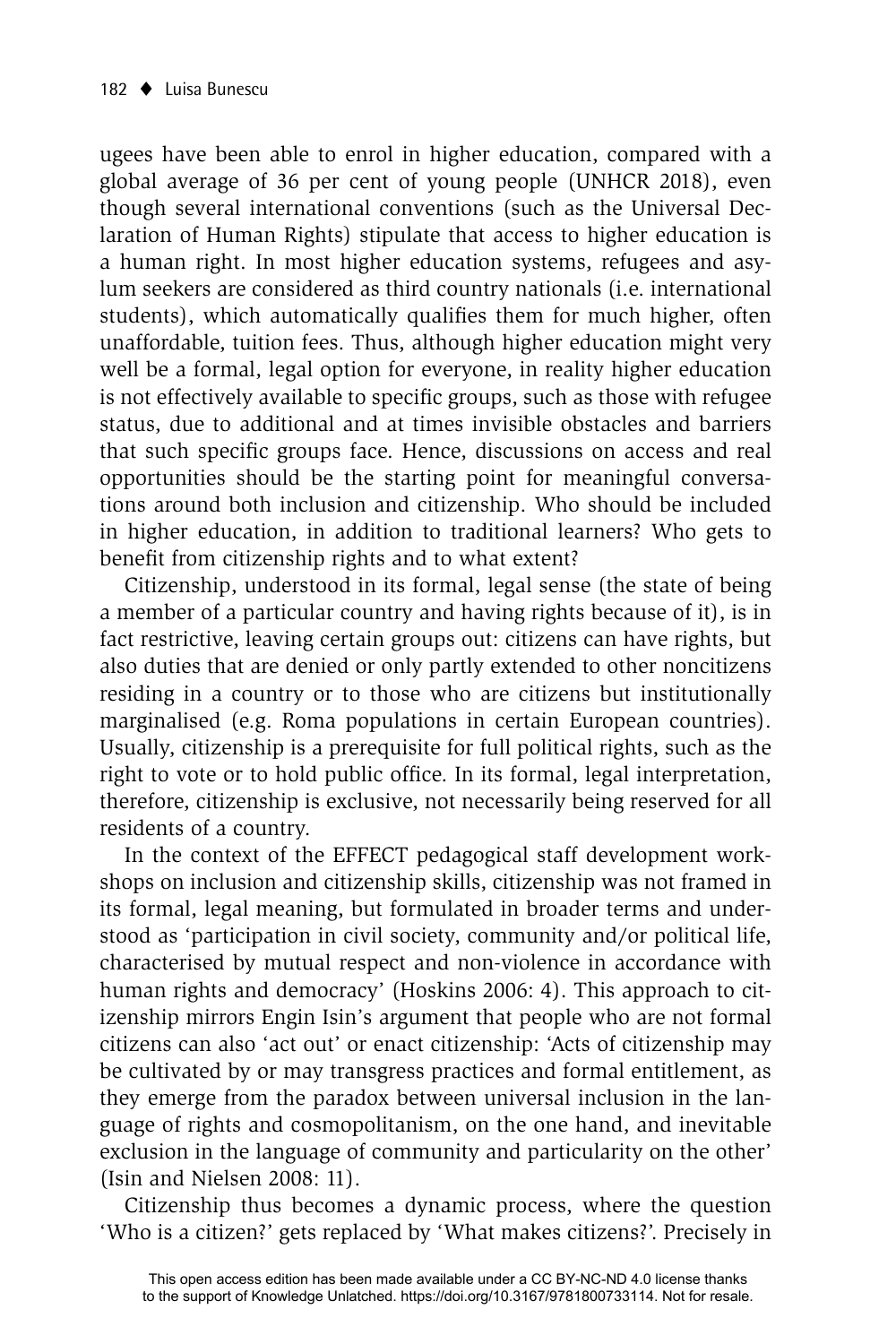ugees have been able to enrol in higher education, compared with a global average of 36 per cent of young people (UNHCR 2018), even though several international conventions (such as the Universal Declaration of Human Rights) stipulate that access to higher education is a human right. In most higher education systems, refugees and asylum seekers are considered as third country nationals (i.e. international students), which automatically qualifies them for much higher, often unaffordable, tuition fees. Thus, although higher education might very well be a formal, legal option for everyone, in reality higher education is not effectively available to specific groups, such as those with refugee status, due to additional and at times invisible obstacles and barriers that such specific groups face. Hence, discussions on access and real opportunities should be the starting point for meaningful conversations around both inclusion and citizenship. Who should be included in higher education, in addition to traditional learners? Who gets to benefit from citizenship rights and to what extent?

Citizenship, understood in its formal, legal sense (the state of being a member of a particular country and having rights because of it), is in fact restrictive, leaving certain groups out: citizens can have rights, but also duties that are denied or only partly extended to other noncitizens residing in a country or to those who are citizens but institutionally marginalised (e.g. Roma populations in certain European countries). Usually, citizenship is a prerequisite for full political rights, such as the right to vote or to hold public office. In its formal, legal interpretation, therefore, citizenship is exclusive, not necessarily being reserved for all residents of a country.

In the context of the EFFECT pedagogical staff development workshops on inclusion and citizenship skills, citizenship was not framed in its formal, legal meaning, but formulated in broader terms and understood as 'participation in civil society, community and/or political life, characterised by mutual respect and non-violence in accordance with human rights and democracy' (Hoskins 2006: 4). This approach to citizenship mirrors Engin Isin's argument that people who are not formal citizens can also 'act out' or enact citizenship: 'Acts of citizenship may be cultivated by or may transgress practices and formal entitlement, as they emerge from the paradox between universal inclusion in the language of rights and cosmopolitanism, on the one hand, and inevitable exclusion in the language of community and particularity on the other' (Isin and Nielsen 2008: 11).

Citizenship thus becomes a dynamic process, where the question 'Who is a citizen?' gets replaced by 'What makes citizens?'. Precisely in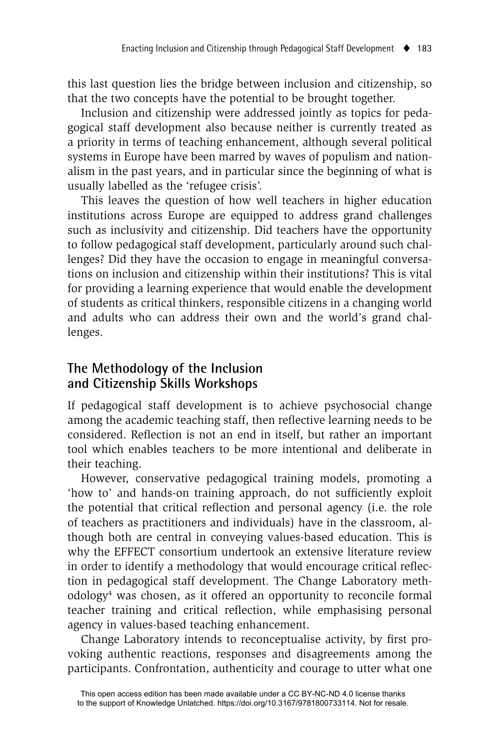this last question lies the bridge between inclusion and citizenship, so that the two concepts have the potential to be brought together.

Inclusion and citizenship were addressed jointly as topics for pedagogical staff development also because neither is currently treated as a priority in terms of teaching enhancement, although several political systems in Europe have been marred by waves of populism and nationalism in the past years, and in particular since the beginning of what is usually labelled as the 'refugee crisis'.

This leaves the question of how well teachers in higher education institutions across Europe are equipped to address grand challenges such as inclusivity and citizenship. Did teachers have the opportunity to follow pedagogical staff development, particularly around such challenges? Did they have the occasion to engage in meaningful conversations on inclusion and citizenship within their institutions? This is vital for providing a learning experience that would enable the development of students as critical thinkers, responsible citizens in a changing world and adults who can address their own and the world's grand challenges.

## The Methodology of the Inclusion and Citizenship Skills Workshops

If pedagogical staff development is to achieve psychosocial change among the academic teaching staff, then reflective learning needs to be considered. Reflection is not an end in itself, but rather an important tool which enables teachers to be more intentional and deliberate in their teaching.

However, conservative pedagogical training models, promoting a 'how to' and hands-on training approach, do not sufficiently exploit the potential that critical reflection and personal agency (i.e. the role of teachers as practitioners and individuals) have in the classroom, although both are central in conveying values-based education. This is why the EFFECT consortium undertook an extensive literature review in order to identify a methodology that would encourage critical reflection in pedagogical staff development. The Change Laboratory methodology[4] was chosen, as it offered an opportunity to reconcile formal teacher training and critical reflection, while emphasising personal agency in values-based teaching enhancement.

Change Laboratory intends to reconceptualise activity, by first provoking authentic reactions, responses and disagreements among the participants. Confrontation, authenticity and courage to utter what one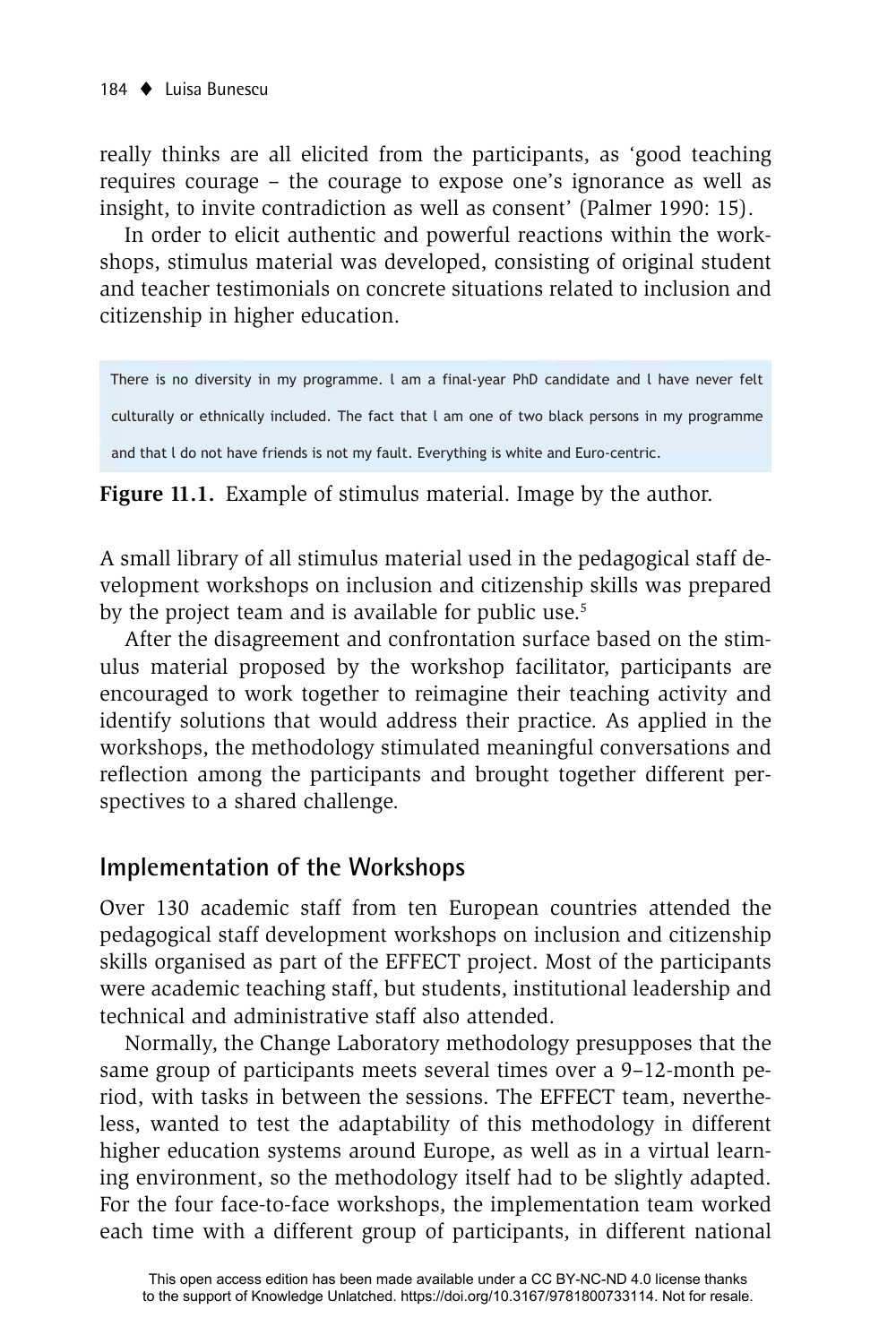really thinks are all elicited from the participants, as 'good teaching requires courage – the courage to expose one's ignorance as well as insight, to invite contradiction as well as consent' (Palmer 1990: 15).

In order to elicit authentic and powerful reactions within the workshops, stimulus material was developed, consisting of original student and teacher testimonials on concrete situations related to inclusion and citizenship in higher education.

> There is no diversity in my programme. I am a final-year PhD candidate and I have never felt culturally or ethnically included. The fact that I am one of two black persons in my programme and that I do not have friends is not my fault. Everything is white and Euro-centric.

**Figure 11.1.** Example of stimulus material. Image by the author.

A small library of all stimulus material used in the pedagogical staff development workshops on inclusion and citizenship skills was prepared by the project team and is available for public use.[5]

After the disagreement and confrontation surface based on the stimulus material proposed by the workshop facilitator, participants are encouraged to work together to reimagine their teaching activity and identify solutions that would address their practice. As applied in the workshops, the methodology stimulated meaningful conversations and reflection among the participants and brought together different perspectives to a shared challenge.

## Implementation of the Workshops

Over 130 academic staff from ten European countries attended the pedagogical staff development workshops on inclusion and citizenship skills organised as part of the EFFECT project. Most of the participants were academic teaching staff, but students, institutional leadership and technical and administrative staff also attended.

Normally, the Change Laboratory methodology presupposes that the same group of participants meets several times over a 9–12-month period, with tasks in between the sessions. The EFFECT team, nevertheless, wanted to test the adaptability of this methodology in different higher education systems around Europe, as well as in a virtual learning environment, so the methodology itself had to be slightly adapted. For the four face-to-face workshops, the implementation team worked each time with a different group of participants, in different national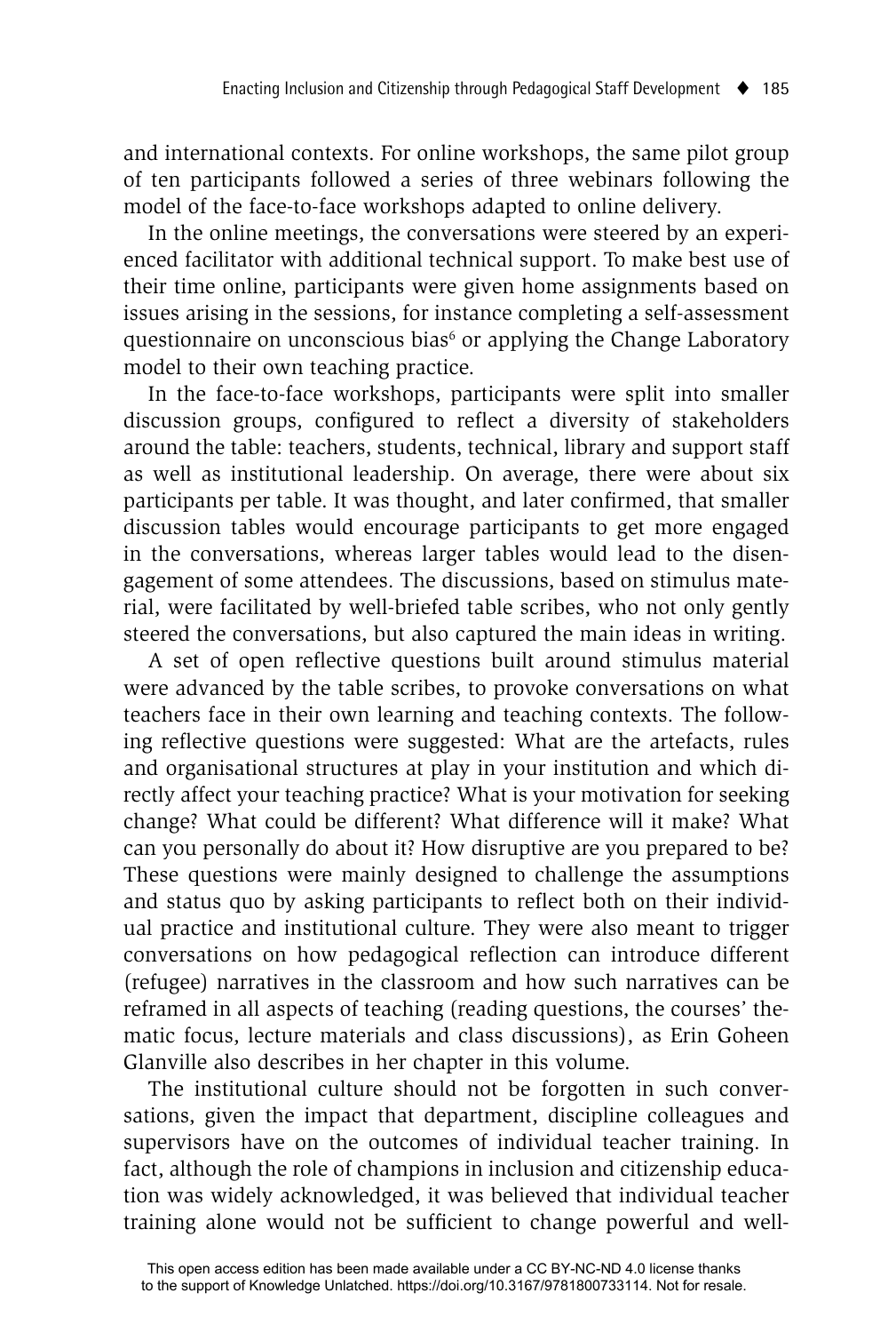and international contexts. For online workshops, the same pilot group of ten participants followed a series of three webinars following the model of the face-to-face workshops adapted to online delivery.

In the online meetings, the conversations were steered by an experienced facilitator with additional technical support. To make best use of their time online, participants were given home assignments based on issues arising in the sessions, for instance completing a self-assessment questionnaire on unconscious bias[6] or applying the Change Laboratory model to their own teaching practice.

In the face-to-face workshops, participants were split into smaller discussion groups, configured to reflect a diversity of stakeholders around the table: teachers, students, technical, library and support staff as well as institutional leadership. On average, there were about six participants per table. It was thought, and later confirmed, that smaller discussion tables would encourage participants to get more engaged in the conversations, whereas larger tables would lead to the disengagement of some attendees. The discussions, based on stimulus material, were facilitated by well-briefed table scribes, who not only gently steered the conversations, but also captured the main ideas in writing.

A set of open reflective questions built around stimulus material were advanced by the table scribes, to provoke conversations on what teachers face in their own learning and teaching contexts. The following reflective questions were suggested: What are the artefacts, rules and organisational structures at play in your institution and which directly affect your teaching practice? What is your motivation for seeking change? What could be different? What difference will it make? What can you personally do about it? How disruptive are you prepared to be? These questions were mainly designed to challenge the assumptions and status quo by asking participants to reflect both on their individual practice and institutional culture. They were also meant to trigger conversations on how pedagogical reflection can introduce different (refugee) narratives in the classroom and how such narratives can be reframed in all aspects of teaching (reading questions, the courses' thematic focus, lecture materials and class discussions), as Erin Goheen Glanville also describes in her chapter in this volume.

The institutional culture should not be forgotten in such conversations, given the impact that department, discipline colleagues and supervisors have on the outcomes of individual teacher training. In fact, although the role of champions in inclusion and citizenship education was widely acknowledged, it was believed that individual teacher training alone would not be sufficient to change powerful and well-

This open access edition has been made available under a CC BY-NC-ND 4.0 license thanks to the support of Knowledge Unlatched. https://doi.org/10.3167/9781800733114. Not for resale.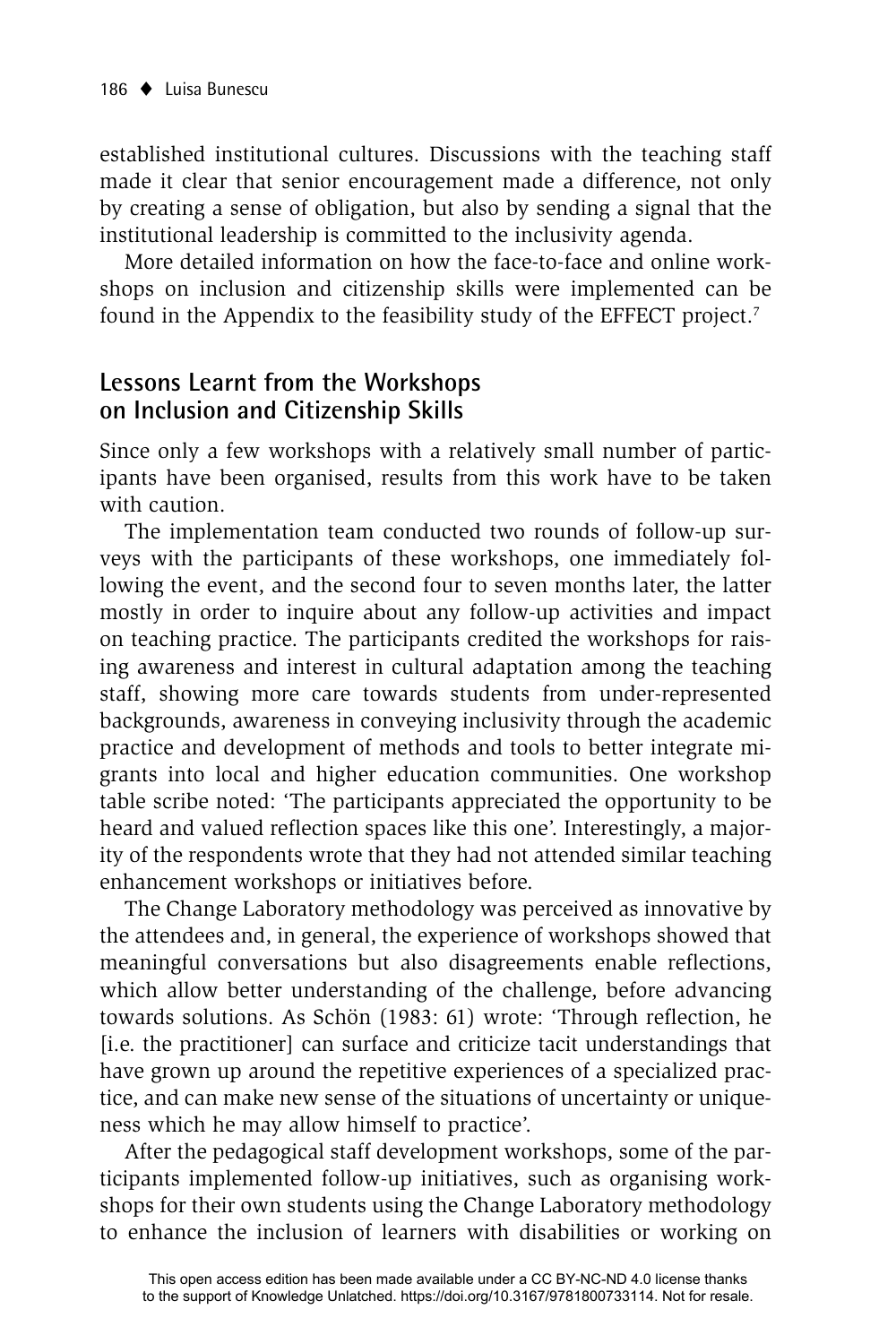established institutional cultures. Discussions with the teaching staff made it clear that senior encouragement made a difference, not only by creating a sense of obligation, but also by sending a signal that the institutional leadership is committed to the inclusivity agenda.

More detailed information on how the face-to-face and online workshops on inclusion and citizenship skills were implemented can be found in the Appendix to the feasibility study of the EFFECT project.[7]

## Lessons Learnt from the Workshops on Inclusion and Citizenship Skills

Since only a few workshops with a relatively small number of participants have been organised, results from this work have to be taken with caution.

The implementation team conducted two rounds of follow-up surveys with the participants of these workshops, one immediately following the event, and the second four to seven months later, the latter mostly in order to inquire about any follow-up activities and impact on teaching practice. The participants credited the workshops for raising awareness and interest in cultural adaptation among the teaching staff, showing more care towards students from under-represented backgrounds, awareness in conveying inclusivity through the academic practice and development of methods and tools to better integrate migrants into local and higher education communities. One workshop table scribe noted: 'The participants appreciated the opportunity to be heard and valued reflection spaces like this one'. Interestingly, a majority of the respondents wrote that they had not attended similar teaching enhancement workshops or initiatives before.

The Change Laboratory methodology was perceived as innovative by the attendees and, in general, the experience of workshops showed that meaningful conversations but also disagreements enable reflections, which allow better understanding of the challenge, before advancing towards solutions. As Schön (1983: 61) wrote: 'Through reflection, he [i.e. the practitioner] can surface and criticize tacit understandings that have grown up around the repetitive experiences of a specialized practice, and can make new sense of the situations of uncertainty or uniqueness which he may allow himself to practice'.

After the pedagogical staff development workshops, some of the participants implemented follow-up initiatives, such as organising workshops for their own students using the Change Laboratory methodology to enhance the inclusion of learners with disabilities or working on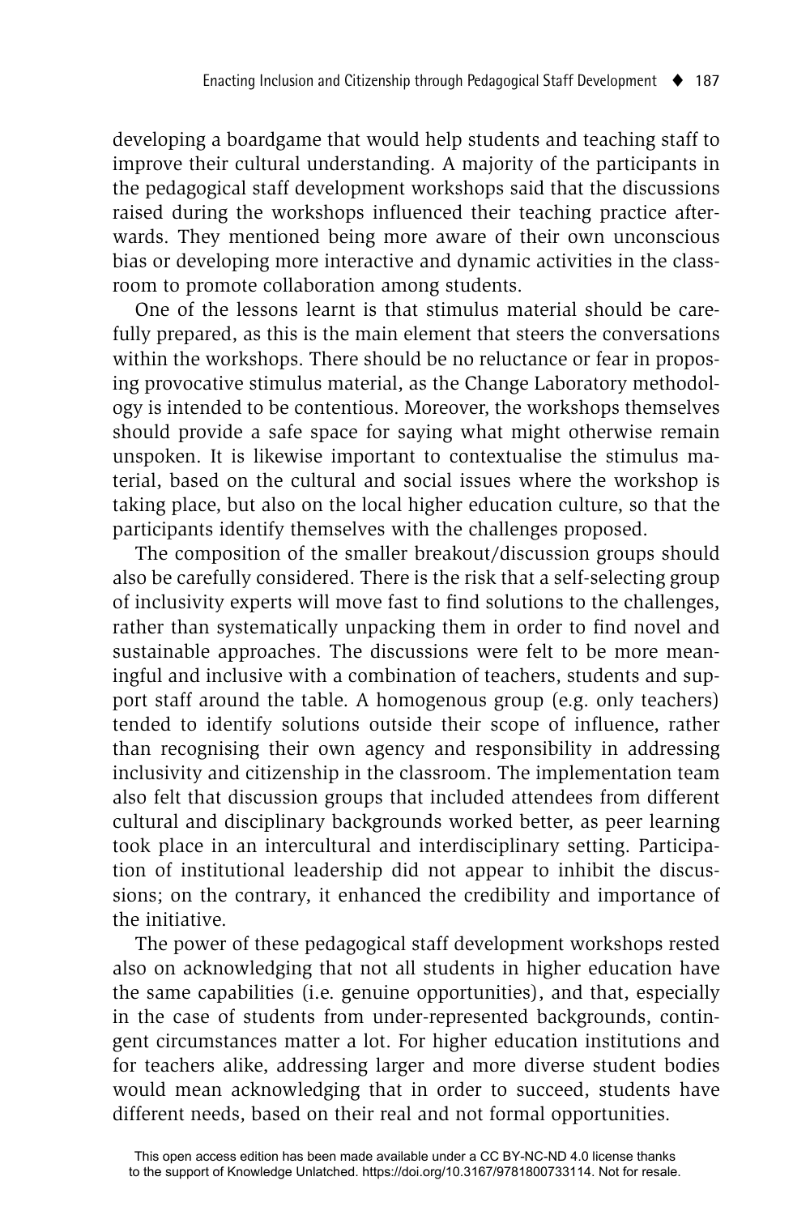developing a boardgame that would help students and teaching staff to improve their cultural understanding. A majority of the participants in the pedagogical staff development workshops said that the discussions raised during the workshops influenced their teaching practice afterwards. They mentioned being more aware of their own unconscious bias or developing more interactive and dynamic activities in the classroom to promote collaboration among students.

One of the lessons learnt is that stimulus material should be carefully prepared, as this is the main element that steers the conversations within the workshops. There should be no reluctance or fear in proposing provocative stimulus material, as the Change Laboratory methodology is intended to be contentious. Moreover, the workshops themselves should provide a safe space for saying what might otherwise remain unspoken. It is likewise important to contextualise the stimulus material, based on the cultural and social issues where the workshop is taking place, but also on the local higher education culture, so that the participants identify themselves with the challenges proposed.

The composition of the smaller breakout/discussion groups should also be carefully considered. There is the risk that a self-selecting group of inclusivity experts will move fast to find solutions to the challenges, rather than systematically unpacking them in order to find novel and sustainable approaches. The discussions were felt to be more meaningful and inclusive with a combination of teachers, students and support staff around the table. A homogenous group (e.g. only teachers) tended to identify solutions outside their scope of influence, rather than recognising their own agency and responsibility in addressing inclusivity and citizenship in the classroom. The implementation team also felt that discussion groups that included attendees from different cultural and disciplinary backgrounds worked better, as peer learning took place in an intercultural and interdisciplinary setting. Participation of institutional leadership did not appear to inhibit the discussions; on the contrary, it enhanced the credibility and importance of the initiative.

The power of these pedagogical staff development workshops rested also on acknowledging that not all students in higher education have the same capabilities (i.e. genuine opportunities), and that, especially in the case of students from under-represented backgrounds, contingent circumstances matter a lot. For higher education institutions and for teachers alike, addressing larger and more diverse student bodies would mean acknowledging that in order to succeed, students have different needs, based on their real and not formal opportunities.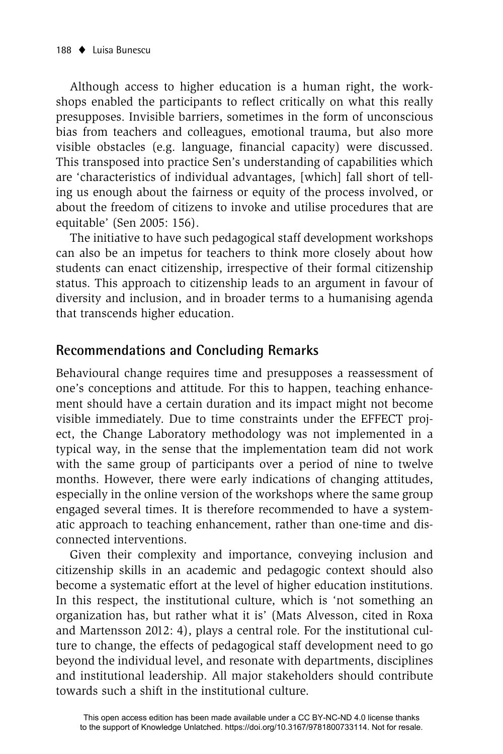Although access to higher education is a human right, the workshops enabled the participants to reflect critically on what this really presupposes. Invisible barriers, sometimes in the form of unconscious bias from teachers and colleagues, emotional trauma, but also more visible obstacles (e.g. language, financial capacity) were discussed. This transposed into practice Sen's understanding of capabilities which are 'characteristics of individual advantages, [which] fall short of telling us enough about the fairness or equity of the process involved, or about the freedom of citizens to invoke and utilise procedures that are equitable' (Sen 2005: 156).

The initiative to have such pedagogical staff development workshops can also be an impetus for teachers to think more closely about how students can enact citizenship, irrespective of their formal citizenship status. This approach to citizenship leads to an argument in favour of diversity and inclusion, and in broader terms to a humanising agenda that transcends higher education.

## Recommendations and Concluding Remarks

Behavioural change requires time and presupposes a reassessment of one's conceptions and attitude. For this to happen, teaching enhancement should have a certain duration and its impact might not become visible immediately. Due to time constraints under the EFFECT project, the Change Laboratory methodology was not implemented in a typical way, in the sense that the implementation team did not work with the same group of participants over a period of nine to twelve months. However, there were early indications of changing attitudes, especially in the online version of the workshops where the same group engaged several times. It is therefore recommended to have a systematic approach to teaching enhancement, rather than one-time and disconnected interventions.

Given their complexity and importance, conveying inclusion and citizenship skills in an academic and pedagogic context should also become a systematic effort at the level of higher education institutions. In this respect, the institutional culture, which is 'not something an organization has, but rather what it is' (Mats Alvesson, cited in Roxa and Martensson 2012: 4), plays a central role. For the institutional culture to change, the effects of pedagogical staff development need to go beyond the individual level, and resonate with departments, disciplines and institutional leadership. All major stakeholders should contribute towards such a shift in the institutional culture.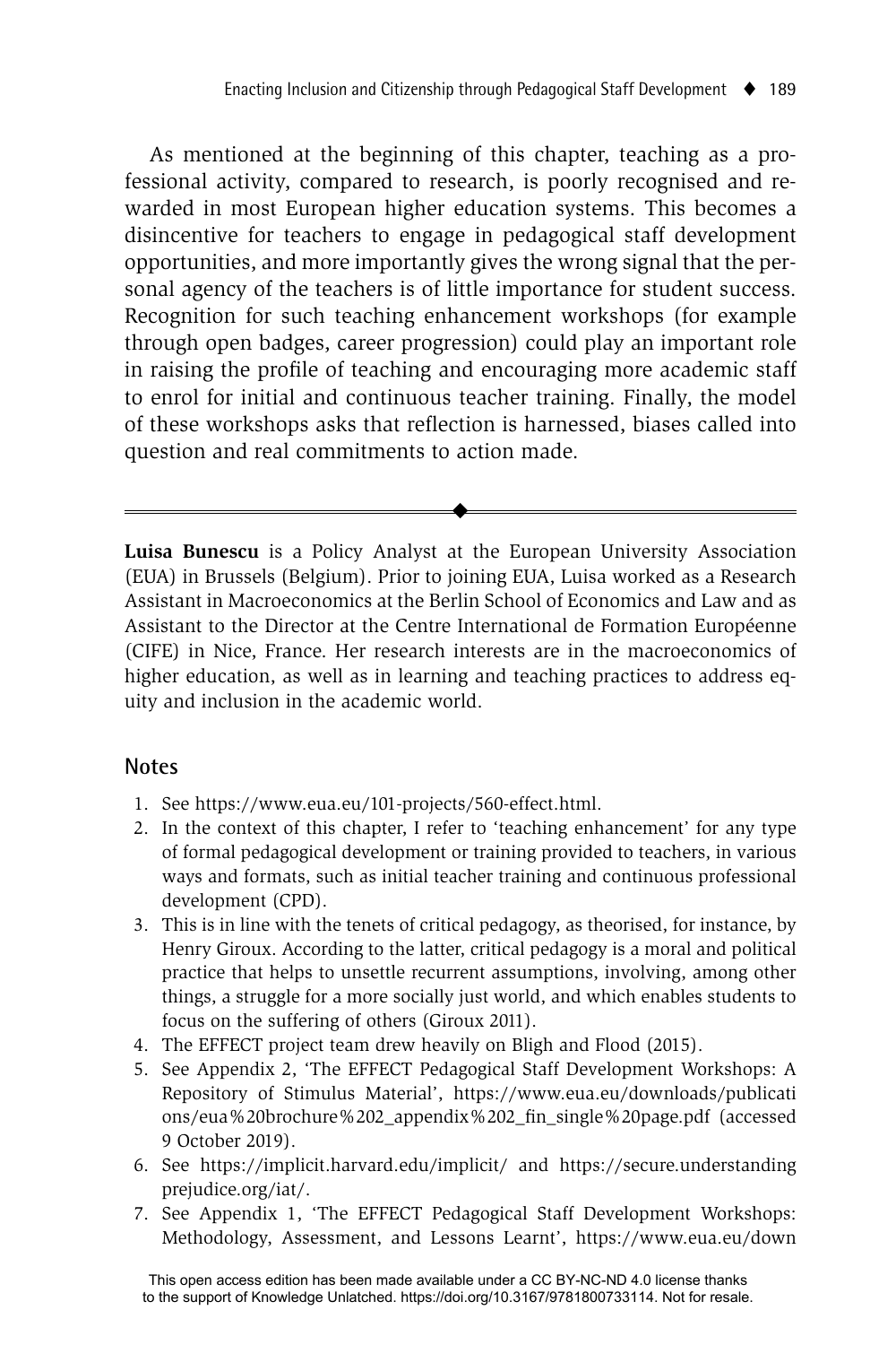As mentioned at the beginning of this chapter, teaching as a professional activity, compared to research, is poorly recognised and rewarded in most European higher education systems. This becomes a disincentive for teachers to engage in pedagogical staff development opportunities, and more importantly gives the wrong signal that the personal agency of the teachers is of little importance for student success. Recognition for such teaching enhancement workshops (for example through open badges, career progression) could play an important role in raising the profile of teaching and encouraging more academic staff to enrol for initial and continuous teacher training. Finally, the model of these workshops asks that reflection is harnessed, biases called into question and real commitments to action made.

---

**Luisa Bunescu** is a Policy Analyst at the European University Association (EUA) in Brussels (Belgium). Prior to joining EUA, Luisa worked as a Research Assistant in Macroeconomics at the Berlin School of Economics and Law and as Assistant to the Director at the Centre International de Formation Européenne (CIFE) in Nice, France. Her research interests are in the macroeconomics of higher education, as well as in learning and teaching practices to address equity and inclusion in the academic world.

## Notes

1. See https://www.eua.eu/101-projects/560-effect.html.
2. In the context of this chapter, I refer to 'teaching enhancement' for any type of formal pedagogical development or training provided to teachers, in various ways and formats, such as initial teacher training and continuous professional development (CPD).
3. This is in line with the tenets of critical pedagogy, as theorised, for instance, by Henry Giroux. According to the latter, critical pedagogy is a moral and political practice that helps to unsettle recurrent assumptions, involving, among other things, a struggle for a more socially just world, and which enables students to focus on the suffering of others (Giroux 2011).
4. The EFFECT project team drew heavily on Bligh and Flood (2015).
5. See Appendix 2, 'The EFFECT Pedagogical Staff Development Workshops: A Repository of Stimulus Material', https://www.eua.eu/downloads/publications/eua%20brochure%202_appendix%202_fin_single%20page.pdf (accessed 9 October 2019).
6. See https://implicit.harvard.edu/implicit/ and https://secure.understandingprejudice.org/iat/.
7. See Appendix 1, 'The EFFECT Pedagogical Staff Development Workshops: Methodology, Assessment, and Lessons Learnt', https://www.eua.eu/down

This open access edition has been made available under a CC BY-NC-ND 4.0 license thanks to the support of Knowledge Unlatched. https://doi.org/10.3167/9781800733114. Not for resale.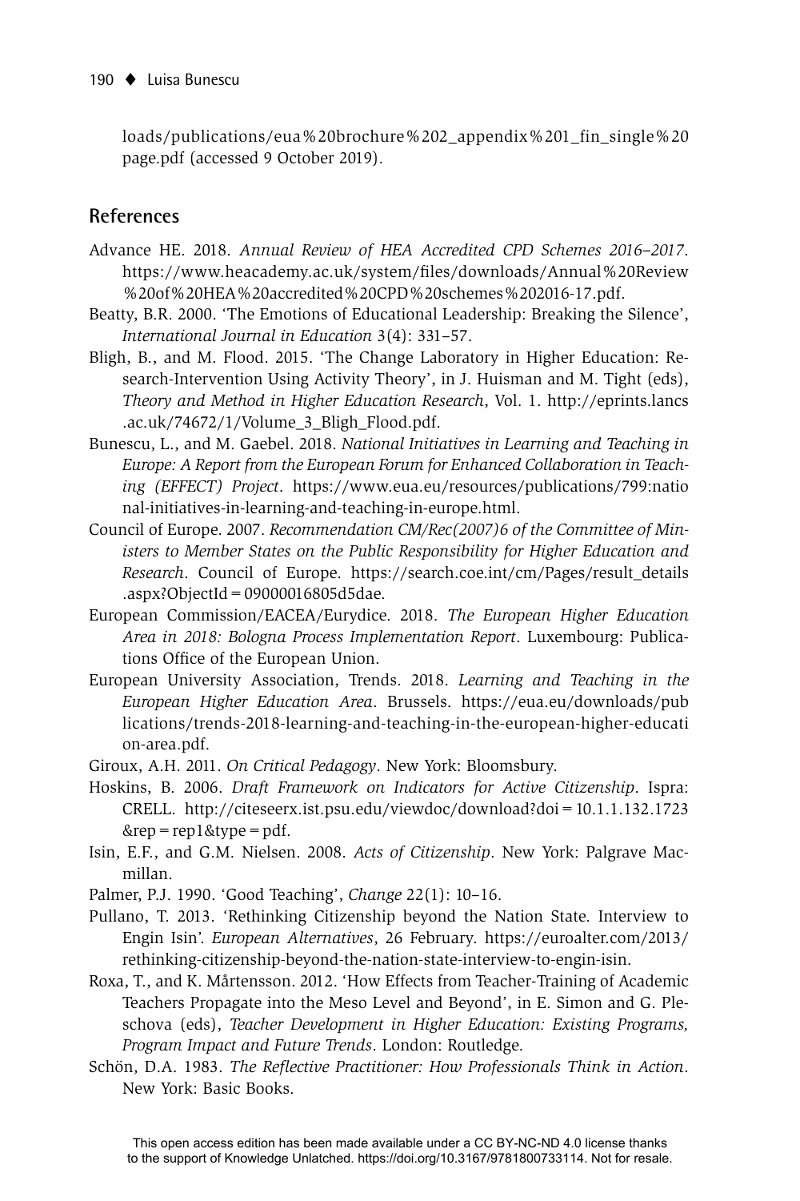loads/publications/eua%20brochure%202_appendix%201_fin_single%20page.pdf (accessed 9 October 2019).

## References

Advance HE. 2018. *Annual Review of HEA Accredited CPD Schemes 2016–2017*. https://www.heacademy.ac.uk/system/files/downloads/Annual%20Review%20of%20HEA%20accredited%20CPD%20schemes%202016-17.pdf.

Beatty, B.R. 2000. 'The Emotions of Educational Leadership: Breaking the Silence', *International Journal in Education* 3(4): 331–57.

Bligh, B., and M. Flood. 2015. 'The Change Laboratory in Higher Education: Research-Intervention Using Activity Theory', in J. Huisman and M. Tight (eds), *Theory and Method in Higher Education Research*, Vol. 1. http://eprints.lancs.ac.uk/74672/1/Volume_3_Bligh_Flood.pdf.

Bunescu, L., and M. Gaebel. 2018. *National Initiatives in Learning and Teaching in Europe: A Report from the European Forum for Enhanced Collaboration in Teaching (EFFECT) Project*. https://www.eua.eu/resources/publications/799:national-initiatives-in-learning-and-teaching-in-europe.html.

Council of Europe. 2007. *Recommendation CM/Rec(2007)6 of the Committee of Ministers to Member States on the Public Responsibility for Higher Education and Research*. Council of Europe. https://search.coe.int/cm/Pages/result_details.aspx?ObjectId=09000016805d5dae.

European Commission/EACEA/Eurydice. 2018. *The European Higher Education Area in 2018: Bologna Process Implementation Report*. Luxembourg: Publications Office of the European Union.

European University Association, Trends. 2018. *Learning and Teaching in the European Higher Education Area*. Brussels. https://eua.eu/downloads/publications/trends-2018-learning-and-teaching-in-the-european-higher-education-area.pdf.

Giroux, A.H. 2011. *On Critical Pedagogy*. New York: Bloomsbury.

Hoskins, B. 2006. *Draft Framework on Indicators for Active Citizenship*. Ispra: CRELL. http://citeseerx.ist.psu.edu/viewdoc/download?doi=10.1.1.132.1723&rep=rep1&type=pdf.

Isin, E.F., and G.M. Nielsen. 2008. *Acts of Citizenship*. New York: Palgrave Macmillan.

Palmer, P.J. 1990. 'Good Teaching', *Change* 22(1): 10–16.

Pullano, T. 2013. 'Rethinking Citizenship beyond the Nation State. Interview to Engin Isin'. *European Alternatives*, 26 February. https://euroalter.com/2013/rethinking-citizenship-beyond-the-nation-state-interview-to-engin-isin.

Roxa, T., and K. Mårtensson. 2012. 'How Effects from Teacher-Training of Academic Teachers Propagate into the Meso Level and Beyond', in E. Simon and G. Pleschova (eds), *Teacher Development in Higher Education: Existing Programs, Program Impact and Future Trends*. London: Routledge.

Schön, D.A. 1983. *The Reflective Practitioner: How Professionals Think in Action*. New York: Basic Books.

This open access edition has been made available under a CC BY-NC-ND 4.0 license thanks to the support of Knowledge Unlatched. https://doi.org/10.3167/9781800733114. Not for resale.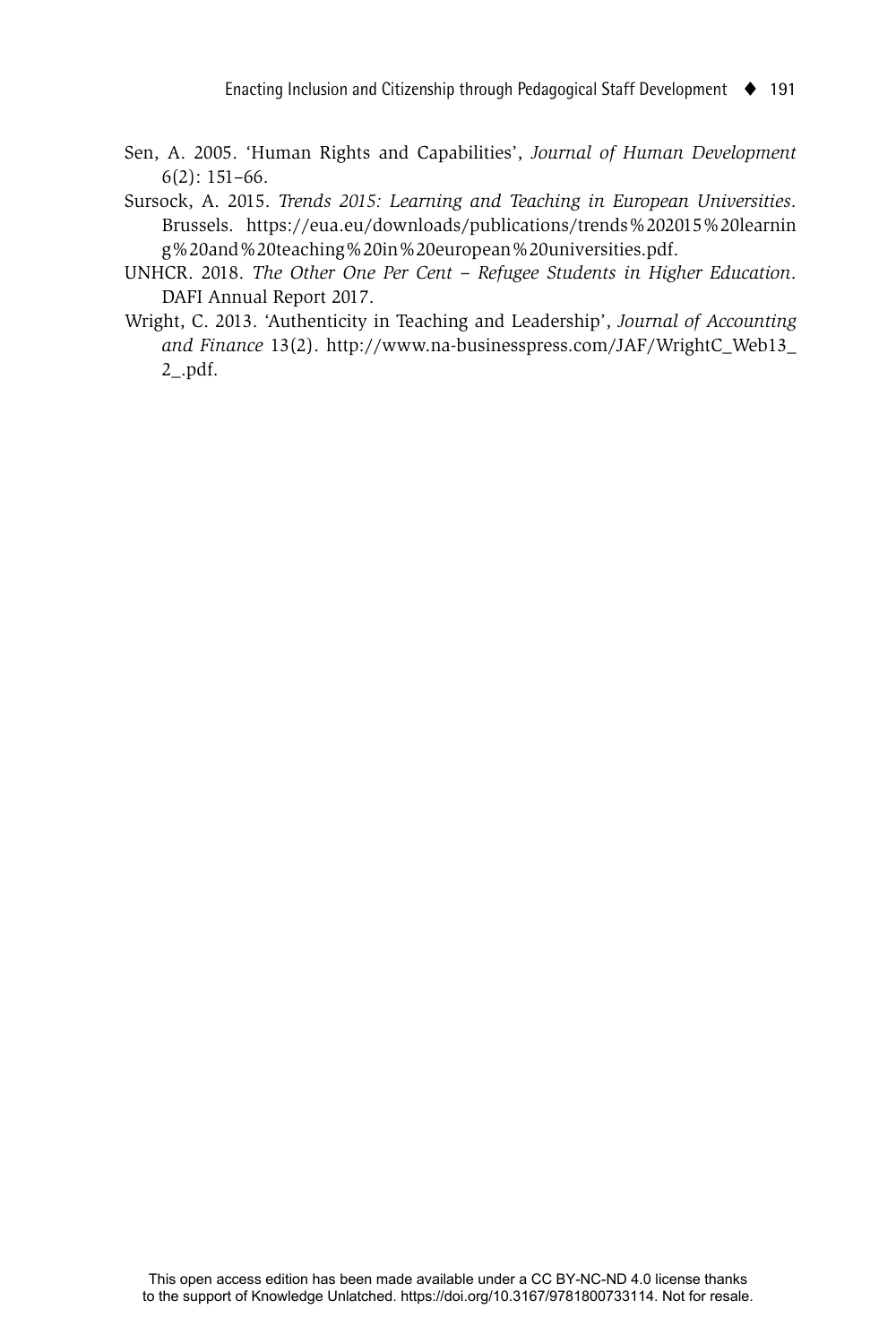Sen, A. 2005. 'Human Rights and Capabilities', *Journal of Human Development* 6(2): 151–66.

Sursock, A. 2015. *Trends 2015: Learning and Teaching in European Universities*. Brussels. https://eua.eu/downloads/publications/trends%202015%20learning%20and%20teaching%20in%20european%20universities.pdf.

UNHCR. 2018. *The Other One Per Cent – Refugee Students in Higher Education*. DAFI Annual Report 2017.

Wright, C. 2013. 'Authenticity in Teaching and Leadership', *Journal of Accounting and Finance* 13(2). http://www.na-businesspress.com/JAF/WrightC_Web13_2_.pdf.

This open access edition has been made available under a CC BY-NC-ND 4.0 license thanks to the support of Knowledge Unlatched. https://doi.org/10.3167/9781800733114. Not for resale.